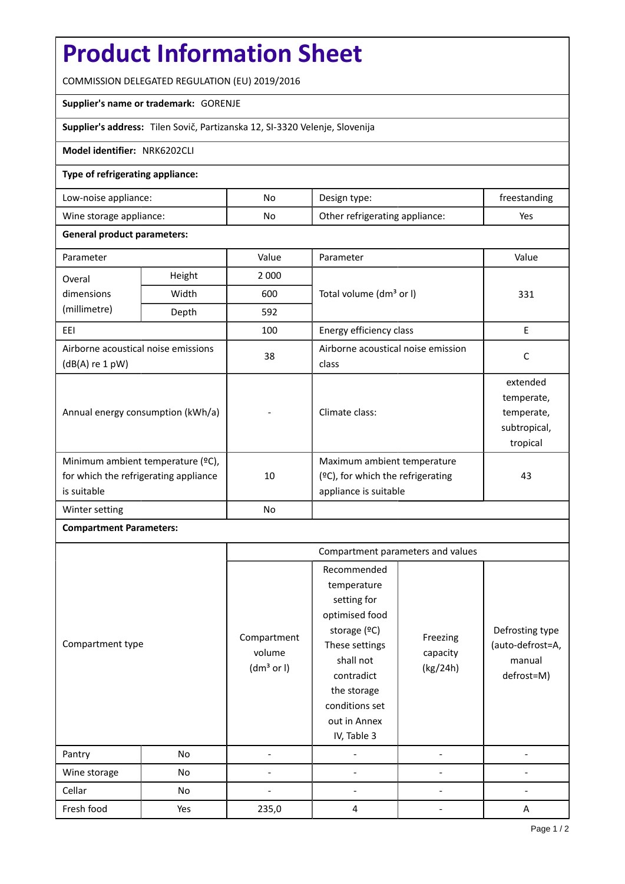# Product Information Sheet

COMMISSION DELEGATED REGULATION (EU) 2019/2016

**Supplier's name or trademark:** GORENJE

**Supplier's address:** Tilen Sovič, Partizanska 12, SI-3320 Velenje, Slovenija

**Model identifier:** NRK6202CLI

**Type of refrigerating appliance:**

| | | | |
|---|---|---|---|
| Low-noise appliance: | No | Design type: | freestanding |
| Wine storage appliance: | No | Other refrigerating appliance: | Yes |

**General product parameters:**

| Parameter | | Value | Parameter | Value |
|---|---|---|---|---|
| Overal dimensions (millimetre) | Height | 2 000 | Total volume (dm³ or l) | 331 |
| | Width | 600 | | |
| | Depth | 592 | | |
| EEI | | 100 | Energy efficiency class | E |
| Airborne acoustical noise emissions (dB(A) re 1 pW) | | 38 | Airborne acoustical noise emission class | C |
| Annual energy consumption (kWh/a) | | - | Climate class: | extended temperate, temperate, subtropical, tropical |
| Minimum ambient temperature (ºC), for which the refrigerating appliance is suitable | | 10 | Maximum ambient temperature (ºC), for which the refrigerating appliance is suitable | 43 |
| Winter setting | | No | | |

**Compartment Parameters:**

| Compartment type | | Compartment parameters and values | | | |
|---|---|---|---|---|---|
| | | Compartment volume (dm³ or l) | Recommended temperature setting for optimised food storage (ºC) These settings shall not contradict the storage conditions set out in Annex IV, Table 3 | Freezing capacity (kg/24h) | Defrosting type (auto-defrost=A, manual defrost=M) |
| Pantry | No | - | - | - | - |
| Wine storage | No | - | - | - | - |
| Cellar | No | - | - | - | - |
| Fresh food | Yes | 235,0 | 4 | - | A |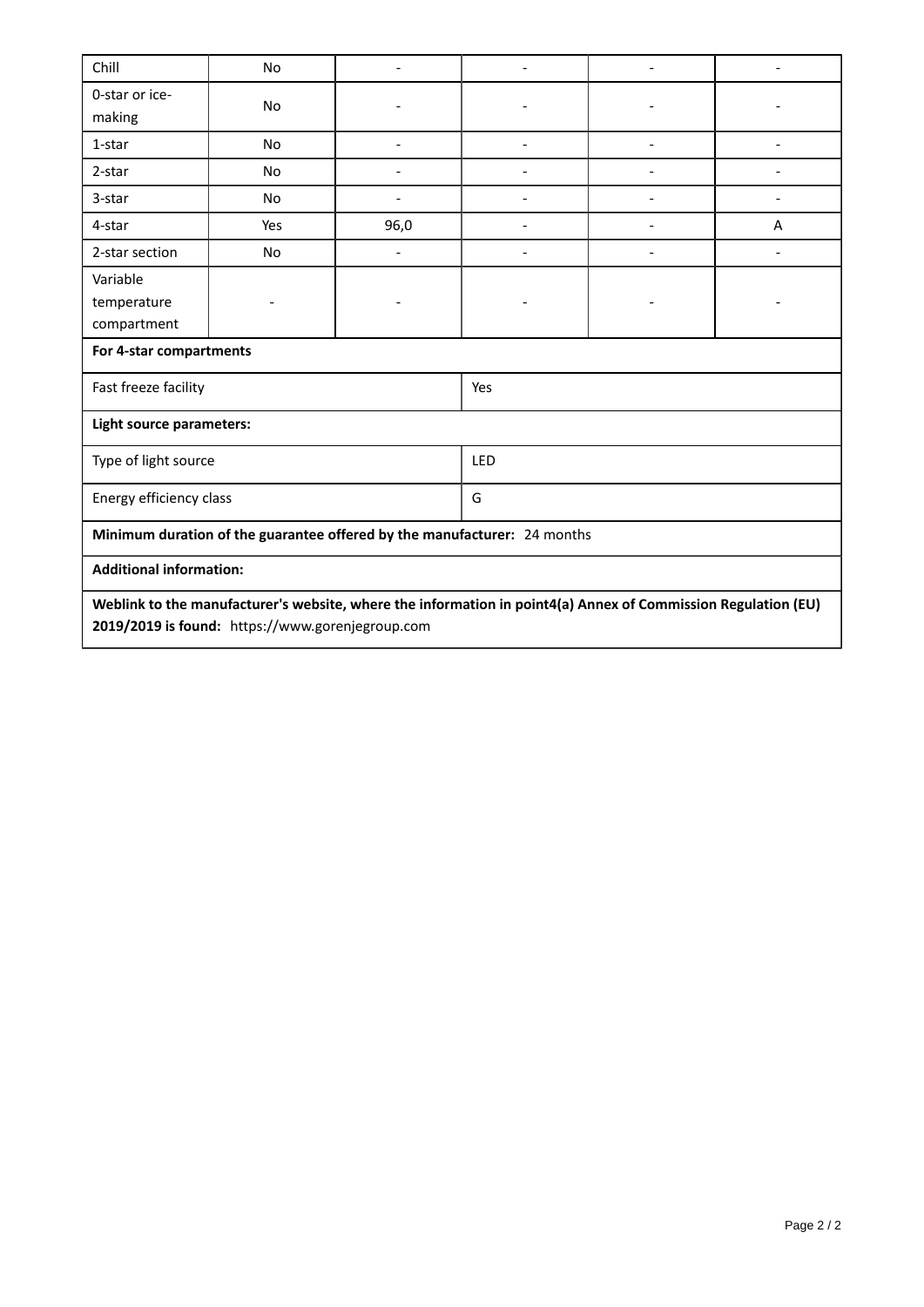| | | | | | |
|---|---|---|---|---|---|
| Chill | No | - | - | - | - |
| 0-star or ice-making | No | - | - | - | - |
| 1-star | No | - | - | - | - |
| 2-star | No | - | - | - | - |
| 3-star | No | - | - | - | - |
| 4-star | Yes | 96,0 | - | - | A |
| 2-star section | No | - | - | - | - |
| Variable temperature compartment | - | - | - | - | - |

**For 4-star compartments**

| | |
|---|---|
| Fast freeze facility | Yes |

**Light source parameters:**

| | |
|---|---|
| Type of light source | LED |
| Energy efficiency class | G |

**Minimum duration of the guarantee offered by the manufacturer:** 24 months

**Additional information:**

**Weblink to the manufacturer's website, where the information in point4(a) Annex of Commission Regulation (EU) 2019/2019 is found:** https://www.gorenjegroup.com